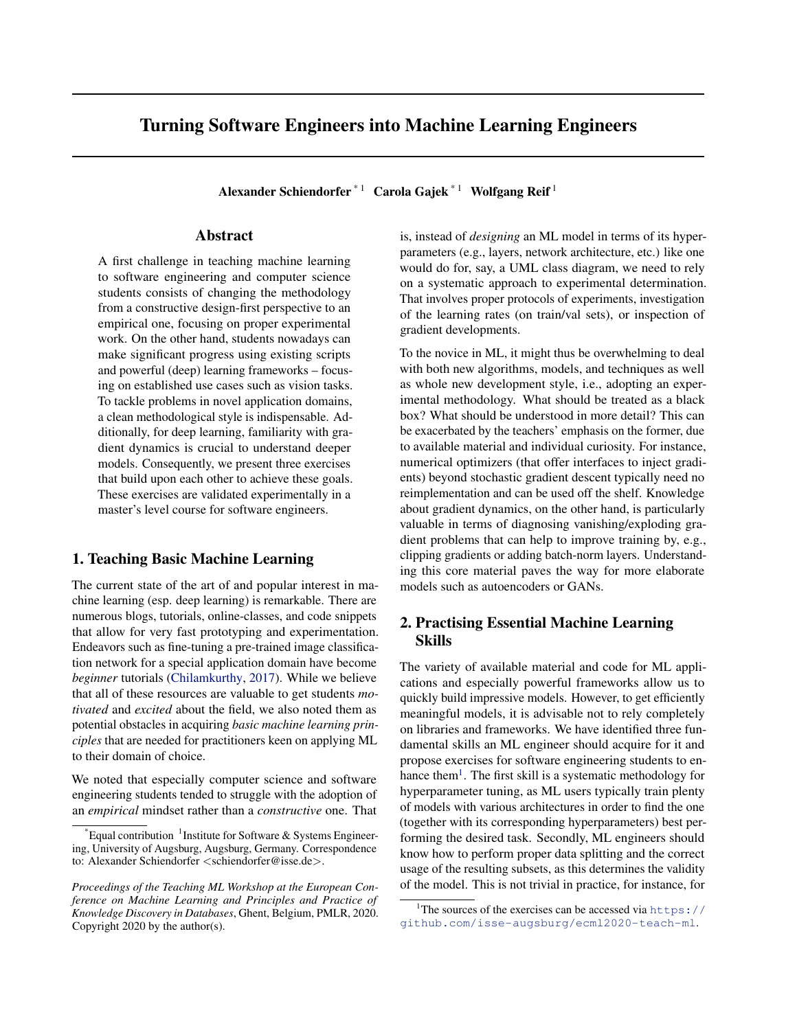# Turning Software Engineers into Machine Learning Engineers

**Alexander Schiendorfer** [*1] **Carola Gajek** [*1] **Wolfgang Reif** [1]

## Abstract

A first challenge in teaching machine learning to software engineering and computer science students consists of changing the methodology from a constructive design-first perspective to an empirical one, focusing on proper experimental work. On the other hand, students nowadays can make significant progress using existing scripts and powerful (deep) learning frameworks – focusing on established use cases such as vision tasks. To tackle problems in novel application domains, a clean methodological style is indispensable. Additionally, for deep learning, familiarity with gradient dynamics is crucial to understand deeper models. Consequently, we present three exercises that build upon each other to achieve these goals. These exercises are validated experimentally in a master's level course for software engineers.

## 1. Teaching Basic Machine Learning

The current state of the art of and popular interest in machine learning (esp. deep learning) is remarkable. There are numerous blogs, tutorials, online-classes, and code snippets that allow for very fast prototyping and experimentation. Endeavors such as fine-tuning a pre-trained image classification network for a special application domain have become *beginner* tutorials (Chilamkurthy, 2017). While we believe that all of these resources are valuable to get students *motivated* and *excited* about the field, we also noted them as potential obstacles in acquiring *basic machine learning principles* that are needed for practitioners keen on applying ML to their domain of choice.

We noted that especially computer science and software engineering students tended to struggle with the adoption of an *empirical* mindset rather than a *constructive* one. That is, instead of *designing* an ML model in terms of its hyperparameters (e.g., layers, network architecture, etc.) like one would do for, say, a UML class diagram, we need to rely on a systematic approach to experimental determination. That involves proper protocols of experiments, investigation of the learning rates (on train/val sets), or inspection of gradient developments.

To the novice in ML, it might thus be overwhelming to deal with both new algorithms, models, and techniques as well as whole new development style, i.e., adopting an experimental methodology. What should be treated as a black box? What should be understood in more detail? This can be exacerbated by the teachers' emphasis on the former, due to available material and individual curiosity. For instance, numerical optimizers (that offer interfaces to inject gradients) beyond stochastic gradient descent typically need no reimplementation and can be used off the shelf. Knowledge about gradient dynamics, on the other hand, is particularly valuable in terms of diagnosing vanishing/exploding gradient problems that can help to improve training by, e.g., clipping gradients or adding batch-norm layers. Understanding this core material paves the way for more elaborate models such as autoencoders or GANs.

## 2. Practising Essential Machine Learning Skills

The variety of available material and code for ML applications and especially powerful frameworks allow us to quickly build impressive models. However, to get efficiently meaningful models, it is advisable not to rely completely on libraries and frameworks. We have identified three fundamental skills an ML engineer should acquire for it and propose exercises for software engineering students to enhance them[1]. The first skill is a systematic methodology for hyperparameter tuning, as ML users typically train plenty of models with various architectures in order to find the one (together with its corresponding hyperparameters) best performing the desired task. Secondly, ML engineers should know how to perform proper data splitting and the correct usage of the resulting subsets, as this determines the validity of the model. This is not trivial in practice, for instance, for

---

[*] Equal contribution [1] Institute for Software & Systems Engineering, University of Augsburg, Augsburg, Germany. Correspondence to: Alexander Schiendorfer <schiendorfer@isse.de>.

*Proceedings of the Teaching ML Workshop at the European Conference on Machine Learning and Principles and Practice of Knowledge Discovery in Databases*, Ghent, Belgium, PMLR, 2020. Copyright 2020 by the author(s).

[1] The sources of the exercises can be accessed via https://github.com/isse-augsburg/ecml2020-teach-ml.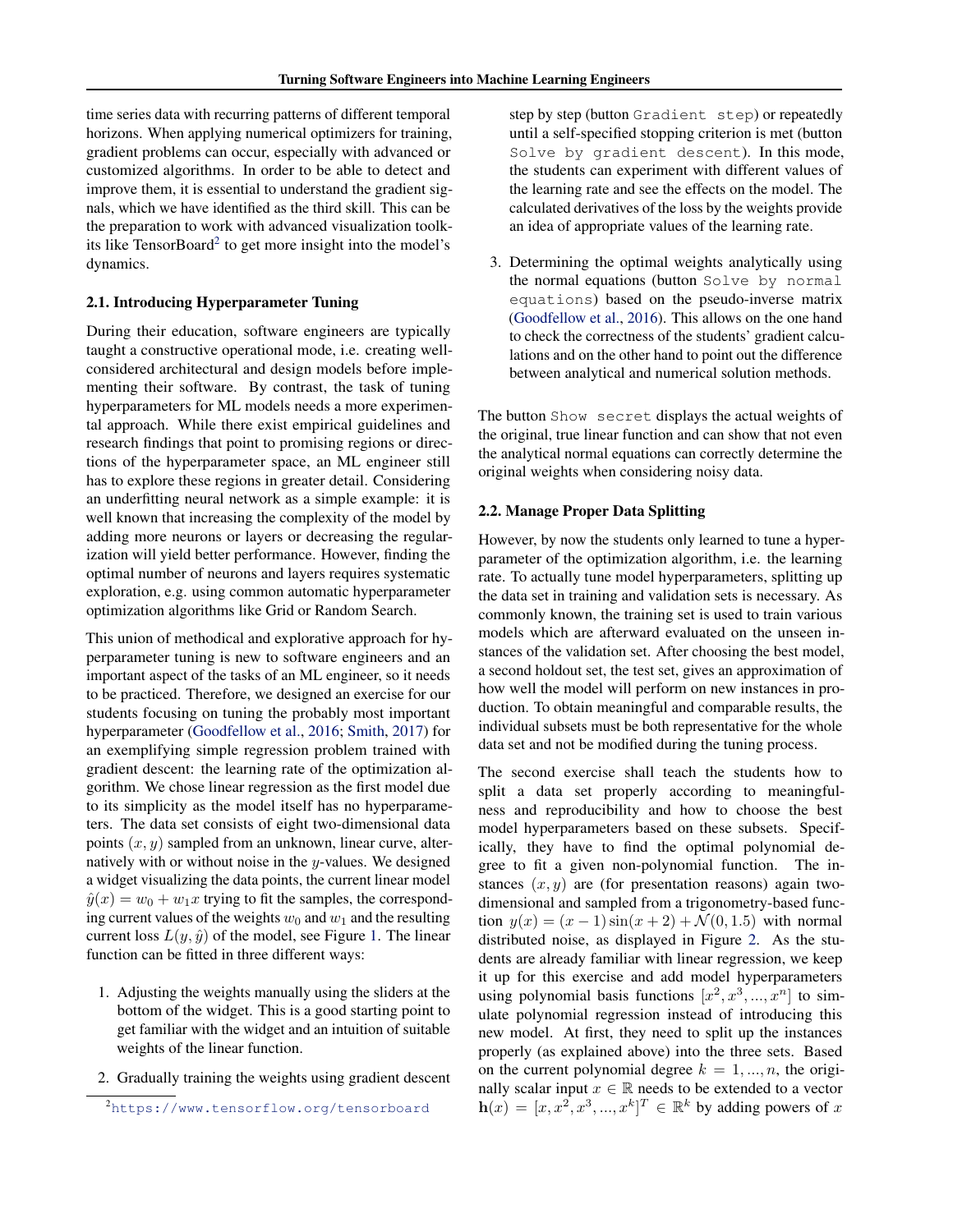time series data with recurring patterns of different temporal horizons. When applying numerical optimizers for training, gradient problems can occur, especially with advanced or customized algorithms. In order to be able to detect and improve them, it is essential to understand the gradient signals, which we have identified as the third skill. This can be the preparation to work with advanced visualization toolkits like TensorBoard[2] to get more insight into the model's dynamics.

### 2.1. Introducing Hyperparameter Tuning

During their education, software engineers are typically taught a constructive operational mode, i.e. creating well-considered architectural and design models before implementing their software. By contrast, the task of tuning hyperparameters for ML models needs a more experimental approach. While there exist empirical guidelines and research findings that point to promising regions or directions of the hyperparameter space, an ML engineer still has to explore these regions in greater detail. Considering an underfitting neural network as a simple example: it is well known that increasing the complexity of the model by adding more neurons or layers or decreasing the regularization will yield better performance. However, finding the optimal number of neurons and layers requires systematic exploration, e.g. using common automatic hyperparameter optimization algorithms like Grid or Random Search.

This union of methodical and explorative approach for hyperparameter tuning is new to software engineers and an important aspect of the tasks of an ML engineer, so it needs to be practiced. Therefore, we designed an exercise for our students focusing on tuning the probably most important hyperparameter (Goodfellow et al., 2016; Smith, 2017) for an exemplifying simple regression problem trained with gradient descent: the learning rate of the optimization algorithm. We chose linear regression as the first model due to its simplicity as the model itself has no hyperparameters. The data set consists of eight two-dimensional data points $(x, y)$ sampled from an unknown, linear curve, alternatively with or without noise in the $y$-values. We designed a widget visualizing the data points, the current linear model $\hat{y}(x) = w_0 + w_1 x$ trying to fit the samples, the corresponding current values of the weights $w_0$ and $w_1$ and the resulting current loss $L(y, \hat{y})$ of the model, see Figure 1. The linear function can be fitted in three different ways:

1. Adjusting the weights manually using the sliders at the bottom of the widget. This is a good starting point to get familiar with the widget and an intuition of suitable weights of the linear function.
2. Gradually training the weights using gradient descent step by step (button `Gradient step`) or repeatedly until a self-specified stopping criterion is met (button `Solve by gradient descent`). In this mode, the students can experiment with different values of the learning rate and see the effects on the model. The calculated derivatives of the loss by the weights provide an idea of appropriate values of the learning rate.
3. Determining the optimal weights analytically using the normal equations (button `Solve by normal equations`) based on the pseudo-inverse matrix (Goodfellow et al., 2016). This allows on the one hand to check the correctness of the students' gradient calculations and on the other hand to point out the difference between analytical and numerical solution methods.

The button `Show secret` displays the actual weights of the original, true linear function and can show that not even the analytical normal equations can correctly determine the original weights when considering noisy data.

### 2.2. Manage Proper Data Splitting

However, by now the students only learned to tune a hyperparameter of the optimization algorithm, i.e. the learning rate. To actually tune model hyperparameters, splitting up the data set in training and validation sets is necessary. As commonly known, the training set is used to train various models which are afterward evaluated on the unseen instances of the validation set. After choosing the best model, a second holdout set, the test set, gives an approximation of how well the model will perform on new instances in production. To obtain meaningful and comparable results, the individual subsets must be both representative for the whole data set and not be modified during the tuning process.

The second exercise shall teach the students how to split a data set properly according to meaningfulness and reproducibility and how to choose the best model hyperparameters based on these subsets. Specifically, they have to find the optimal polynomial degree to fit a given non-polynomial function. The instances $(x, y)$ are (for presentation reasons) again two-dimensional and sampled from a trigonometry-based function $y(x) = (x-1)\sin(x+2) + \mathcal{N}(0, 1.5)$ with normal distributed noise, as displayed in Figure 2. As the students are already familiar with linear regression, we keep it up for this exercise and add model hyperparameters using polynomial basis functions $[x^2, x^3, ..., x^n]$ to simulate polynomial regression instead of introducing this new model. At first, they need to split up the instances properly (as explained above) into the three sets. Based on the current polynomial degree $k = 1, ..., n$, the originally scalar input $x \in \mathbb{R}$ needs to be extended to a vector $\mathbf{h}(x) = [x, x^2, x^3, ..., x^k]^T \in \mathbb{R}^k$ by adding powers of $x$

[2] https://www.tensorflow.org/tensorboard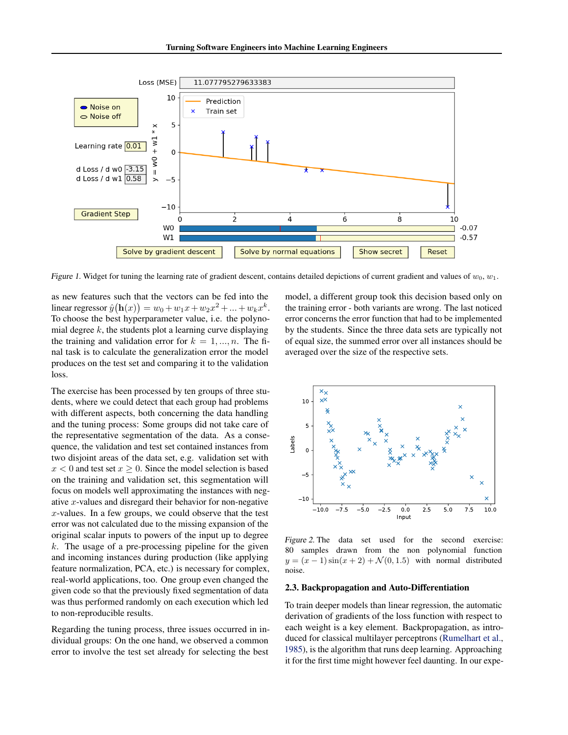*Figure 1.* Widget for tuning the learning rate of gradient descent, contains detailed depictions of current gradient and values of $w_0$, $w_1$.

as new features such that the vectors can be fed into the linear regressor $\hat{y}(\mathbf{h}(x)) = w_0 + w_1 x + w_2 x^2 + ... + w_k x^k$. To choose the best hyperparameter value, i.e. the polynomial degree $k$, the students plot a learning curve displaying the training and validation error for $k = 1, ..., n$. The final task is to calculate the generalization error the model produces on the test set and comparing it to the validation loss.

The exercise has been processed by ten groups of three students, where we could detect that each group had problems with different aspects, both concerning the data handling and the tuning process: Some groups did not take care of the representative segmentation of the data. As a consequence, the validation and test set contained instances from two disjoint areas of the data set, e.g. validation set with $x < 0$ and test set $x \geq 0$. Since the model selection is based on the training and validation set, this segmentation will focus on models well approximating the instances with negative $x$-values and disregard their behavior for non-negative $x$-values. In a few groups, we could observe that the test error was not calculated due to the missing expansion of the original scalar inputs to powers of the input up to degree $k$. The usage of a pre-processing pipeline for the given and incoming instances during production (like applying feature normalization, PCA, etc.) is necessary for complex, real-world applications, too. One group even changed the given code so that the previously fixed segmentation of data was thus performed randomly on each execution which led to non-reproducible results.

Regarding the tuning process, three issues occurred in individual groups: On the one hand, we observed a common error to involve the test set already for selecting the best model, a different group took this decision based only on the training error - both variants are wrong. The last noticed error concerns the error function that had to be implemented by the students. Since the three data sets are typically not of equal size, the summed error over all instances should be averaged over the size of the respective sets.

*Figure 2.* The data set used for the second exercise: 80 samples drawn from the non polynomial function $y = (x - 1)\sin(x + 2) + \mathcal{N}(0, 1.5)$ with normal distributed noise.

### 2.3. Backpropagation and Auto-Differentiation

To train deeper models than linear regression, the automatic derivation of gradients of the loss function with respect to each weight is a key element. Backpropagation, as introduced for classical multilayer perceptrons (Rumelhart et al., 1985), is the algorithm that runs deep learning. Approaching it for the first time might however feel daunting. In our expe-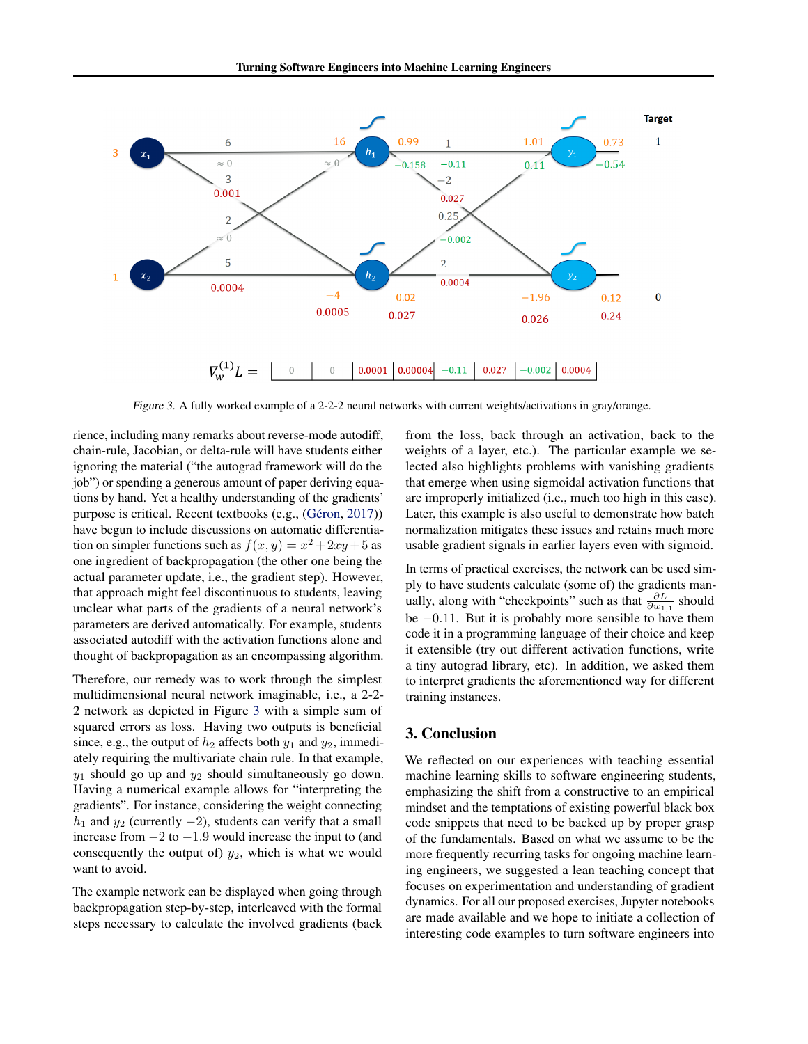$$\nabla_w^{(1)} L = \begin{array}{|c|c|c|c|c|c|c|c|} \hline 0 & 0 & 0.0001 & 0.00004 & -0.11 & 0.027 & -0.002 & 0.0004 \\ \hline \end{array}$$

*Figure 3.* A fully worked example of a 2-2-2 neural networks with current weights/activations in gray/orange.

rience, including many remarks about reverse-mode autodiff, chain-rule, Jacobian, or delta-rule will have students either ignoring the material ("the autograd framework will do the job") or spending a generous amount of paper deriving equations by hand. Yet a healthy understanding of the gradients' purpose is critical. Recent textbooks (e.g., (Géron, 2017)) have begun to include discussions on automatic differentiation on simpler functions such as $f(x, y) = x^2 + 2xy + 5$ as one ingredient of backpropagation (the other one being the actual parameter update, i.e., the gradient step). However, that approach might feel discontinuous to students, leaving unclear what parts of the gradients of a neural network's parameters are derived automatically. For example, students associated autodiff with the activation functions alone and thought of backpropagation as an encompassing algorithm.

Therefore, our remedy was to work through the simplest multidimensional neural network imaginable, i.e., a 2-2-2 network as depicted in Figure 3 with a simple sum of squared errors as loss. Having two outputs is beneficial since, e.g., the output of $h_2$ affects both $y_1$ and $y_2$, immediately requiring the multivariate chain rule. In that example, $y_1$ should go up and $y_2$ should simultaneously go down. Having a numerical example allows for "interpreting the gradients". For instance, considering the weight connecting $h_1$ and $y_2$ (currently $-2$), students can verify that a small increase from $-2$ to $-1.9$ would increase the input to (and consequently the output of) $y_2$, which is what we would want to avoid.

The example network can be displayed when going through backpropagation step-by-step, interleaved with the formal steps necessary to calculate the involved gradients (back from the loss, back through an activation, back to the weights of a layer, etc.). The particular example we selected also highlights problems with vanishing gradients that emerge when using sigmoidal activation functions that are improperly initialized (i.e., much too high in this case). Later, this example is also useful to demonstrate how batch normalization mitigates these issues and retains much more usable gradient signals in earlier layers even with sigmoid.

In terms of practical exercises, the network can be used simply to have students calculate (some of) the gradients manually, along with "checkpoints" such as that $\frac{\partial L}{\partial w_{1,1}}$ should be $-0.11$. But it is probably more sensible to have them code it in a programming language of their choice and keep it extensible (try out different activation functions, write a tiny autograd library, etc). In addition, we asked them to interpret gradients the aforementioned way for different training instances.

## 3. Conclusion

We reflected on our experiences with teaching essential machine learning skills to software engineering students, emphasizing the shift from a constructive to an empirical mindset and the temptations of existing powerful black box code snippets that need to be backed up by proper grasp of the fundamentals. Based on what we assume to be the more frequently recurring tasks for ongoing machine learning engineers, we suggested a lean teaching concept that focuses on experimentation and understanding of gradient dynamics. For all our proposed exercises, Jupyter notebooks are made available and we hope to initiate a collection of interesting code examples to turn software engineers into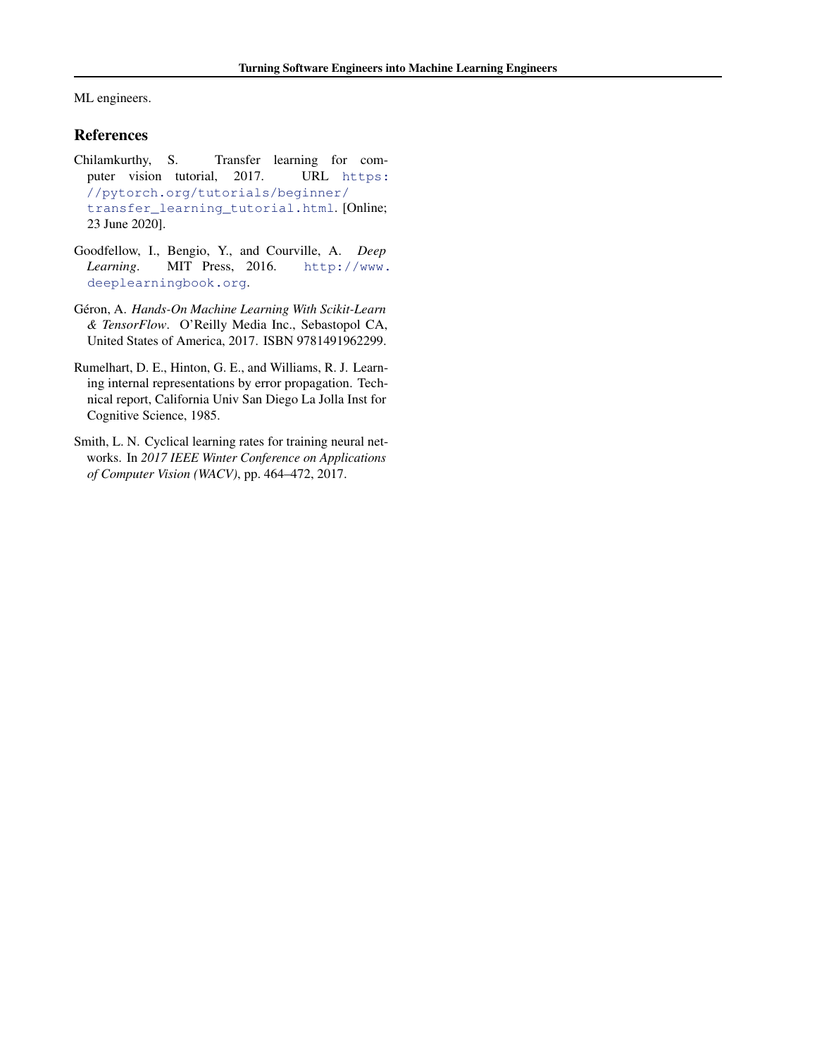ML engineers.

## References

Chilamkurthy, S. Transfer learning for computer vision tutorial, 2017. URL https://pytorch.org/tutorials/beginner/transfer_learning_tutorial.html. [Online; 23 June 2020].

Goodfellow, I., Bengio, Y., and Courville, A. *Deep Learning*. MIT Press, 2016. http://www.deeplearningbook.org.

Géron, A. *Hands-On Machine Learning With Scikit-Learn & TensorFlow*. O'Reilly Media Inc., Sebastopol CA, United States of America, 2017. ISBN 9781491962299.

Rumelhart, D. E., Hinton, G. E., and Williams, R. J. Learning internal representations by error propagation. Technical report, California Univ San Diego La Jolla Inst for Cognitive Science, 1985.

Smith, L. N. Cyclical learning rates for training neural networks. In *2017 IEEE Winter Conference on Applications of Computer Vision (WACV)*, pp. 464–472, 2017.